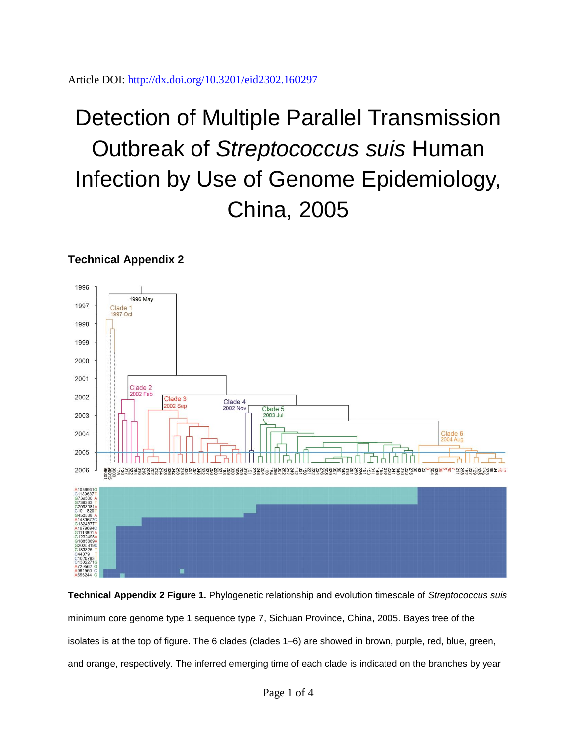Article DOI: http://dx.doi.org/10.3201/eid2302.160297

# Detection of Multiple Parallel Transmission Outbreak of *Streptococcus suis* Human Infection by Use of Genome Epidemiology, China, 2005

## Technical Appendix 2

**Technical Appendix 2 Figure 1.** Phylogenetic relationship and evolution timescale of *Streptococcus suis* minimum core genome type 1 sequence type 7, Sichuan Province, China, 2005. Bayes tree of the isolates is at the top of figure. The 6 clades (clades 1–6) are showed in brown, purple, red, blue, green, and orange, respectively. The inferred emerging time of each clade is indicated on the branches by year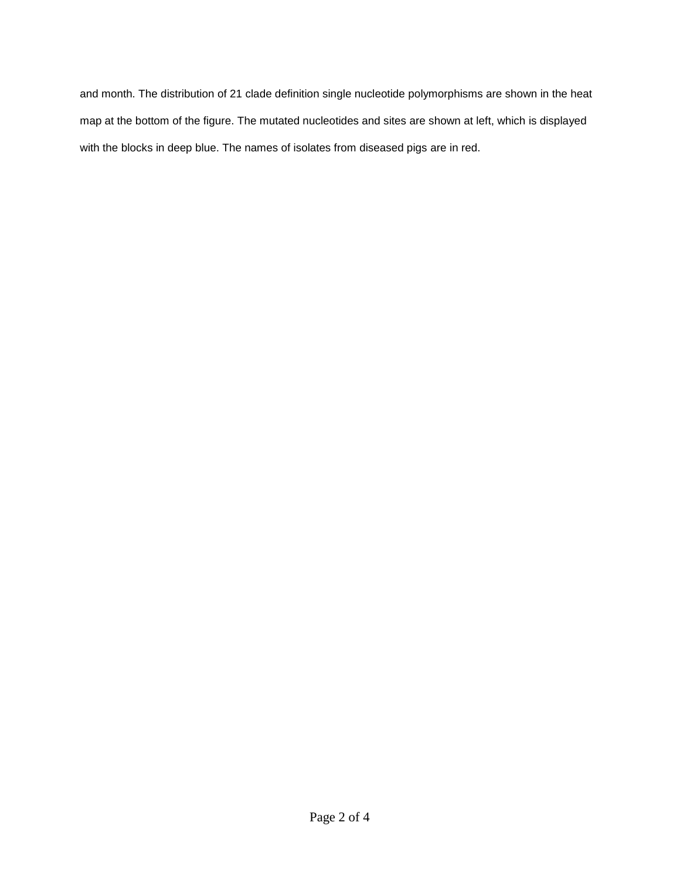and month. The distribution of 21 clade definition single nucleotide polymorphisms are shown in the heat map at the bottom of the figure. The mutated nucleotides and sites are shown at left, which is displayed with the blocks in deep blue. The names of isolates from diseased pigs are in red.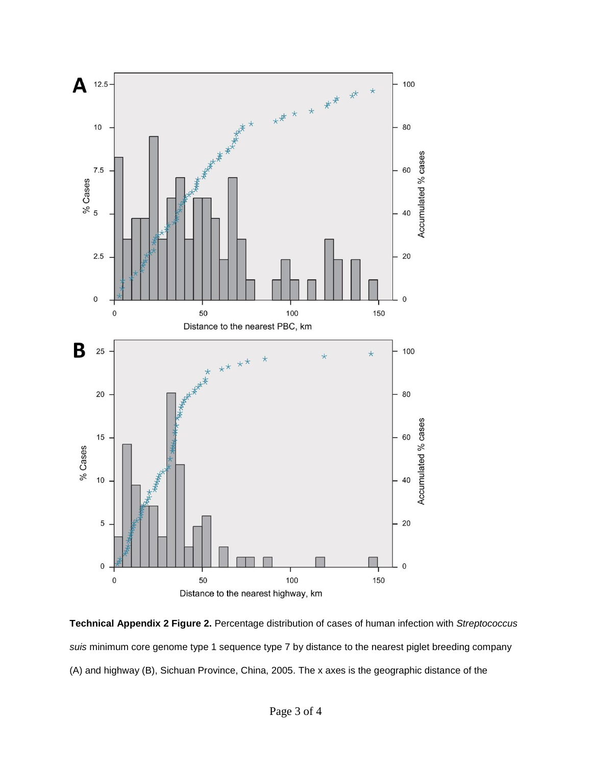**Technical Appendix 2 Figure 2.** Percentage distribution of cases of human infection with *Streptococcus suis* minimum core genome type 1 sequence type 7 by distance to the nearest piglet breeding company (A) and highway (B), Sichuan Province, China, 2005. The x axes is the geographic distance of the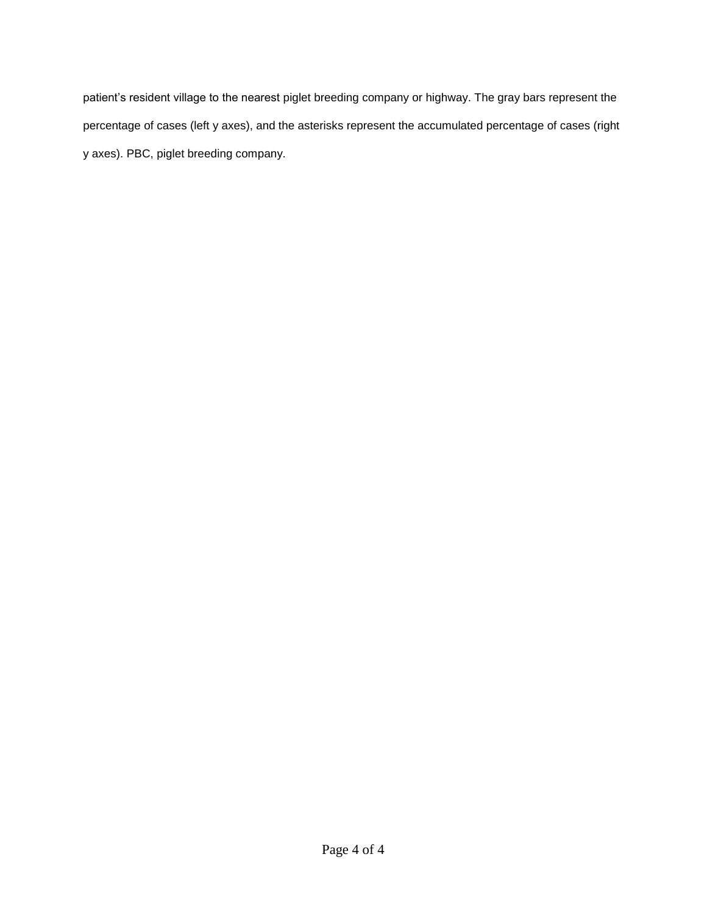patient's resident village to the nearest piglet breeding company or highway. The gray bars represent the percentage of cases (left y axes), and the asterisks represent the accumulated percentage of cases (right y axes). PBC, piglet breeding company.